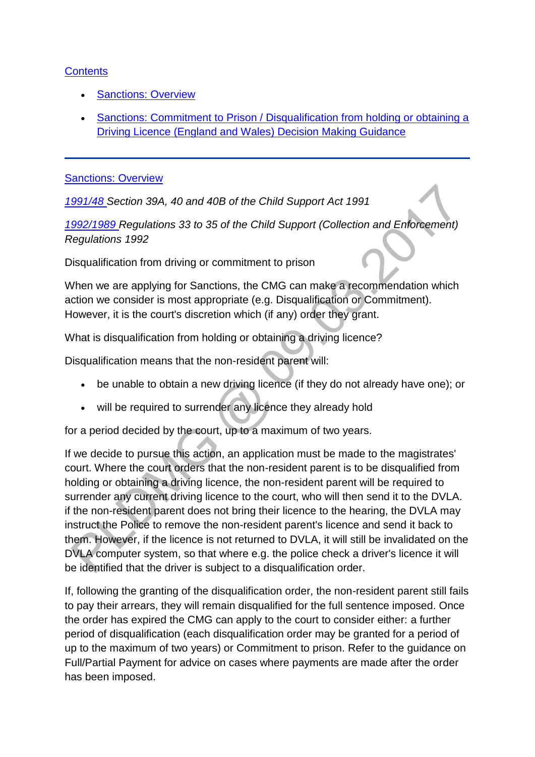[Contents](#)

- [Sanctions: Overview](#)
- [Sanctions: Commitment to Prison / Disqualification from holding or obtaining a Driving Licence (England and Wales) Decision Making Guidance](#)

---

[Sanctions: Overview](#)

*[1991/48](#) Section 39A, 40 and 40B of the Child Support Act 1991*

*[1992/1989](#) Regulations 33 to 35 of the Child Support (Collection and Enforcement) Regulations 1992*

Disqualification from driving or commitment to prison

When we are applying for Sanctions, the CMG can make a recommendation which action we consider is most appropriate (e.g. Disqualification or Commitment). However, it is the court's discretion which (if any) order they grant.

What is disqualification from holding or obtaining a driving licence?

Disqualification means that the non-resident parent will:

- be unable to obtain a new driving licence (if they do not already have one); or
- will be required to surrender any licence they already hold

for a period decided by the court, up to a maximum of two years.

If we decide to pursue this action, an application must be made to the magistrates' court. Where the court orders that the non-resident parent is to be disqualified from holding or obtaining a driving licence, the non-resident parent will be required to surrender any current driving licence to the court, who will then send it to the DVLA. if the non-resident parent does not bring their licence to the hearing, the DVLA may instruct the Police to remove the non-resident parent's licence and send it back to them. However, if the licence is not returned to DVLA, it will still be invalidated on the DVLA computer system, so that where e.g. the police check a driver's licence it will be identified that the driver is subject to a disqualification order.

If, following the granting of the disqualification order, the non-resident parent still fails to pay their arrears, they will remain disqualified for the full sentence imposed. Once the order has expired the CMG can apply to the court to consider either: a further period of disqualification (each disqualification order may be granted for a period of up to the maximum of two years) or Commitment to prison. Refer to the guidance on Full/Partial Payment for advice on cases where payments are made after the order has been imposed.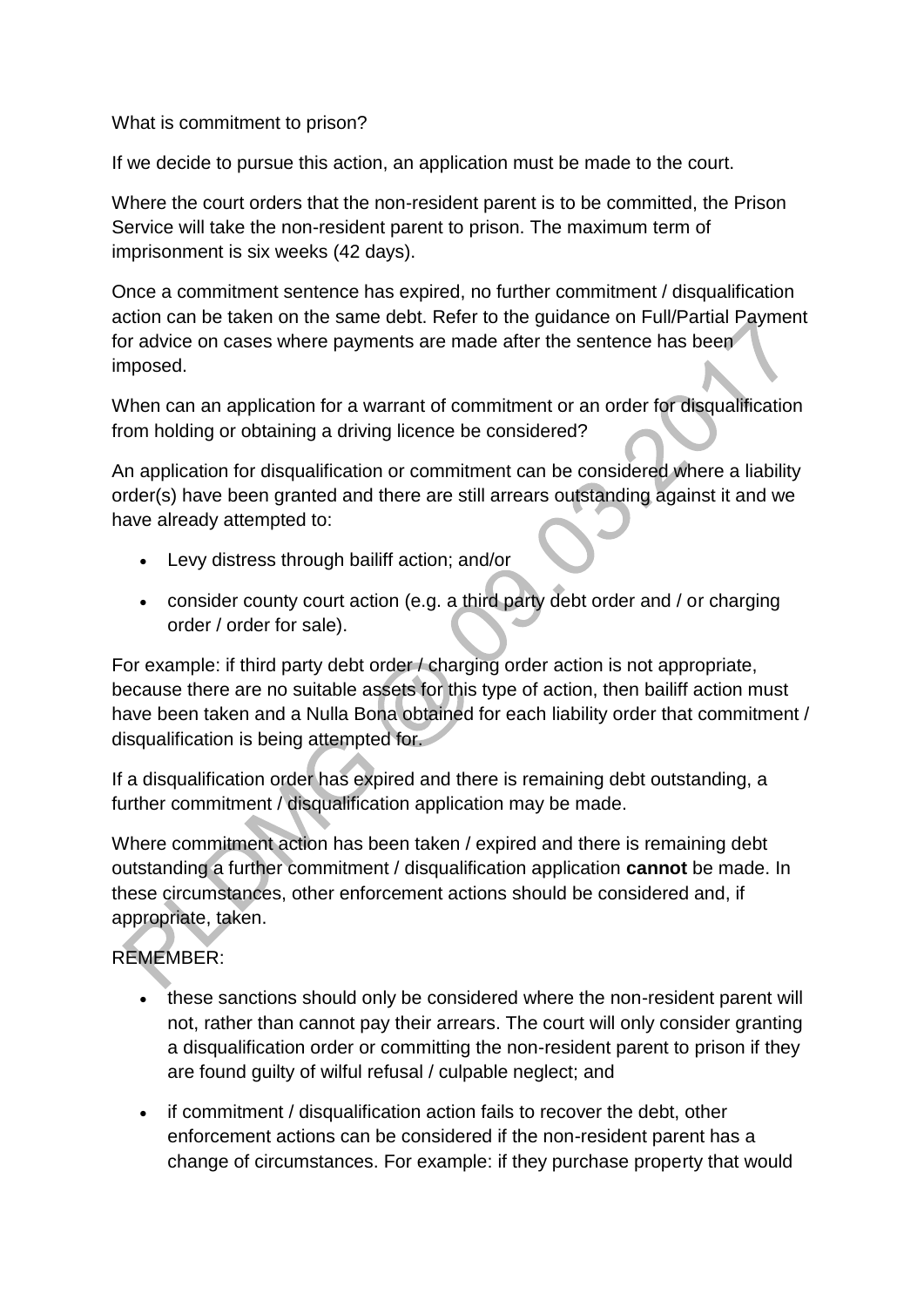What is commitment to prison?

If we decide to pursue this action, an application must be made to the court.

Where the court orders that the non-resident parent is to be committed, the Prison Service will take the non-resident parent to prison. The maximum term of imprisonment is six weeks (42 days).

Once a commitment sentence has expired, no further commitment / disqualification action can be taken on the same debt. Refer to the guidance on Full/Partial Payment for advice on cases where payments are made after the sentence has been imposed.

When can an application for a warrant of commitment or an order for disqualification from holding or obtaining a driving licence be considered?

An application for disqualification or commitment can be considered where a liability order(s) have been granted and there are still arrears outstanding against it and we have already attempted to:

- Levy distress through bailiff action; and/or
- consider county court action (e.g. a third party debt order and / or charging order / order for sale).

For example: if third party debt order / charging order action is not appropriate, because there are no suitable assets for this type of action, then bailiff action must have been taken and a Nulla Bona obtained for each liability order that commitment / disqualification is being attempted for.

If a disqualification order has expired and there is remaining debt outstanding, a further commitment / disqualification application may be made.

Where commitment action has been taken / expired and there is remaining debt outstanding a further commitment / disqualification application **cannot** be made. In these circumstances, other enforcement actions should be considered and, if appropriate, taken.

REMEMBER:

- these sanctions should only be considered where the non-resident parent will not, rather than cannot pay their arrears. The court will only consider granting a disqualification order or committing the non-resident parent to prison if they are found guilty of wilful refusal / culpable neglect; and
- if commitment / disqualification action fails to recover the debt, other enforcement actions can be considered if the non-resident parent has a change of circumstances. For example: if they purchase property that would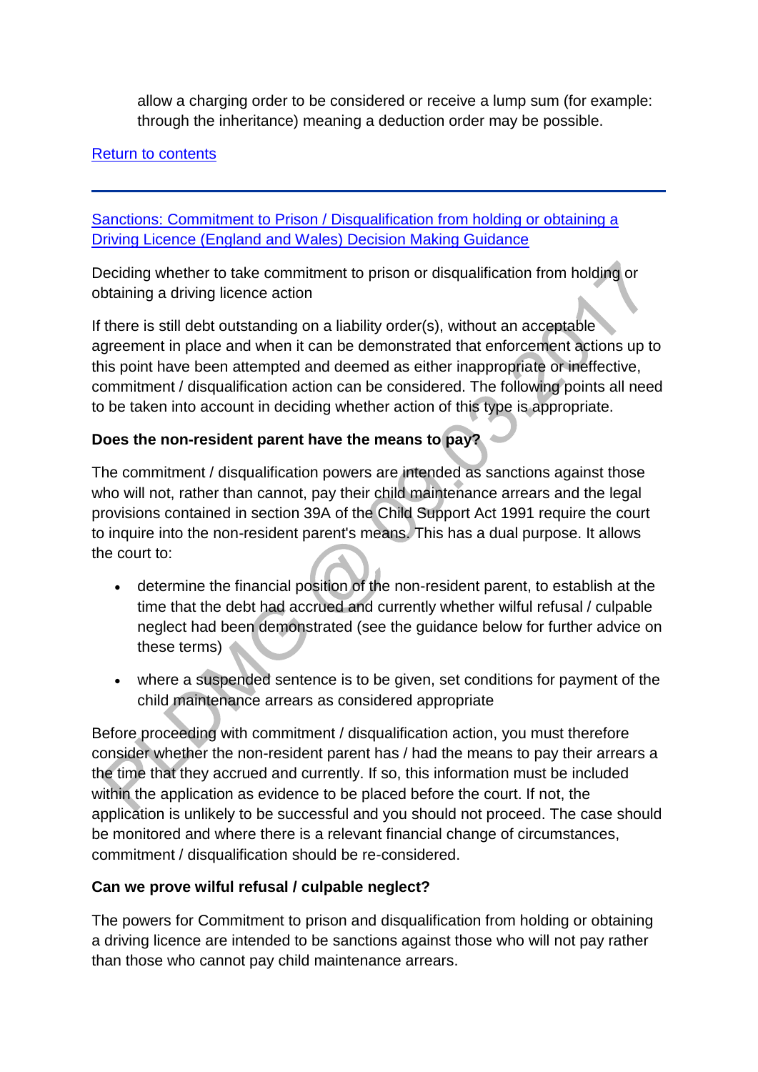allow a charging order to be considered or receive a lump sum (for example: through the inheritance) meaning a deduction order may be possible.

[Return to contents]

---

## [Sanctions: Commitment to Prison / Disqualification from holding or obtaining a Driving Licence (England and Wales) Decision Making Guidance]

Deciding whether to take commitment to prison or disqualification from holding or obtaining a driving licence action

If there is still debt outstanding on a liability order(s), without an acceptable agreement in place and when it can be demonstrated that enforcement actions up to this point have been attempted and deemed as either inappropriate or ineffective, commitment / disqualification action can be considered. The following points all need to be taken into account in deciding whether action of this type is appropriate.

**Does the non-resident parent have the means to pay?**

The commitment / disqualification powers are intended as sanctions against those who will not, rather than cannot, pay their child maintenance arrears and the legal provisions contained in section 39A of the Child Support Act 1991 require the court to inquire into the non-resident parent's means. This has a dual purpose. It allows the court to:

- determine the financial position of the non-resident parent, to establish at the time that the debt had accrued and currently whether wilful refusal / culpable neglect had been demonstrated (see the guidance below for further advice on these terms)
- where a suspended sentence is to be given, set conditions for payment of the child maintenance arrears as considered appropriate

Before proceeding with commitment / disqualification action, you must therefore consider whether the non-resident parent has / had the means to pay their arrears a the time that they accrued and currently. If so, this information must be included within the application as evidence to be placed before the court. If not, the application is unlikely to be successful and you should not proceed. The case should be monitored and where there is a relevant financial change of circumstances, commitment / disqualification should be re-considered.

**Can we prove wilful refusal / culpable neglect?**

The powers for Commitment to prison and disqualification from holding or obtaining a driving licence are intended to be sanctions against those who will not pay rather than those who cannot pay child maintenance arrears.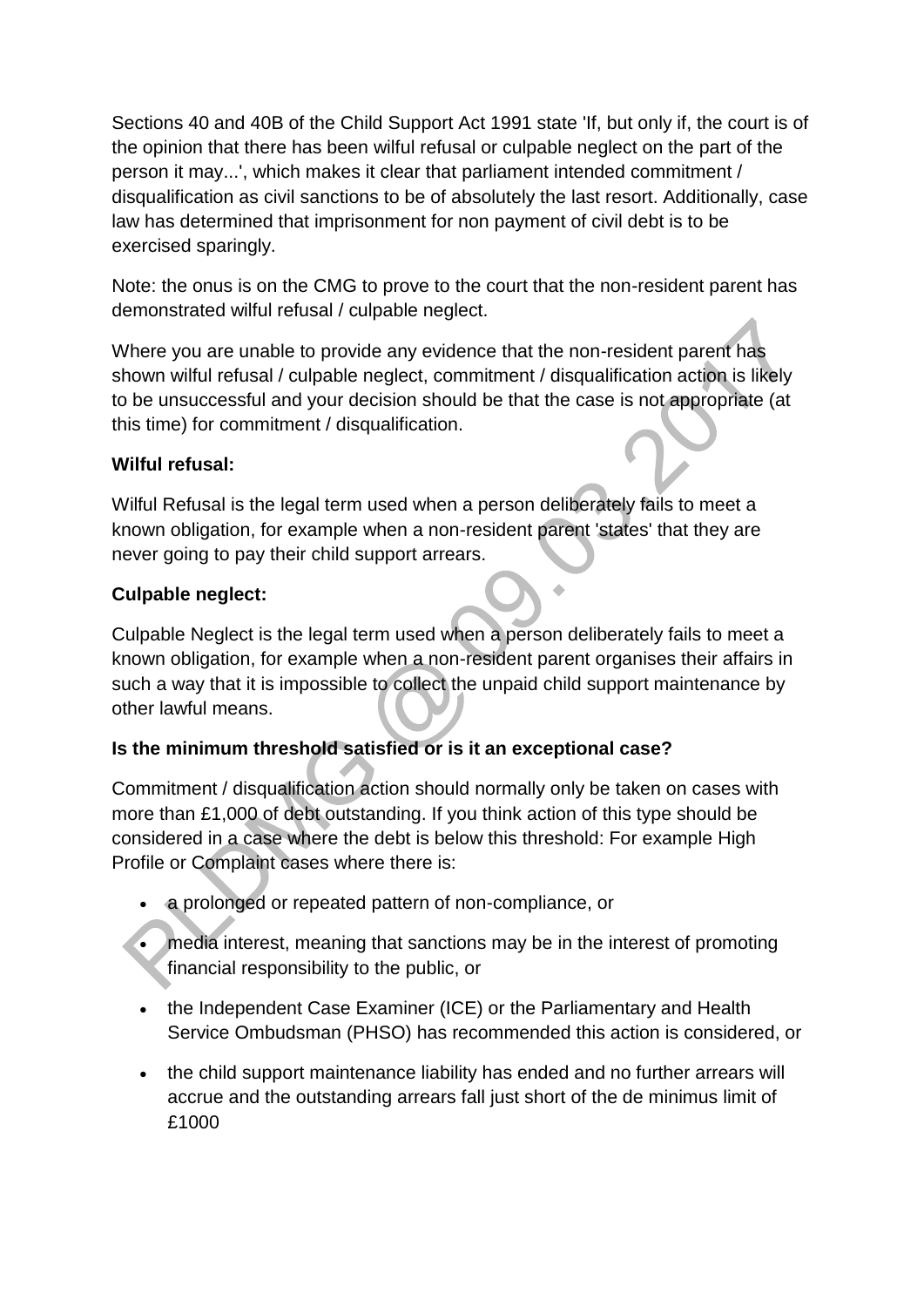Sections 40 and 40B of the Child Support Act 1991 state 'If, but only if, the court is of the opinion that there has been wilful refusal or culpable neglect on the part of the person it may...', which makes it clear that parliament intended commitment / disqualification as civil sanctions to be of absolutely the last resort. Additionally, case law has determined that imprisonment for non payment of civil debt is to be exercised sparingly.

Note: the onus is on the CMG to prove to the court that the non-resident parent has demonstrated wilful refusal / culpable neglect.

Where you are unable to provide any evidence that the non-resident parent has shown wilful refusal / culpable neglect, commitment / disqualification action is likely to be unsuccessful and your decision should be that the case is not appropriate (at this time) for commitment / disqualification.

**Wilful refusal:**

Wilful Refusal is the legal term used when a person deliberately fails to meet a known obligation, for example when a non-resident parent 'states' that they are never going to pay their child support arrears.

**Culpable neglect:**

Culpable Neglect is the legal term used when a person deliberately fails to meet a known obligation, for example when a non-resident parent organises their affairs in such a way that it is impossible to collect the unpaid child support maintenance by other lawful means.

**Is the minimum threshold satisfied or is it an exceptional case?**

Commitment / disqualification action should normally only be taken on cases with more than £1,000 of debt outstanding. If you think action of this type should be considered in a case where the debt is below this threshold: For example High Profile or Complaint cases where there is:

- a prolonged or repeated pattern of non-compliance, or
- media interest, meaning that sanctions may be in the interest of promoting financial responsibility to the public, or
- the Independent Case Examiner (ICE) or the Parliamentary and Health Service Ombudsman (PHSO) has recommended this action is considered, or
- the child support maintenance liability has ended and no further arrears will accrue and the outstanding arrears fall just short of the de minimus limit of £1000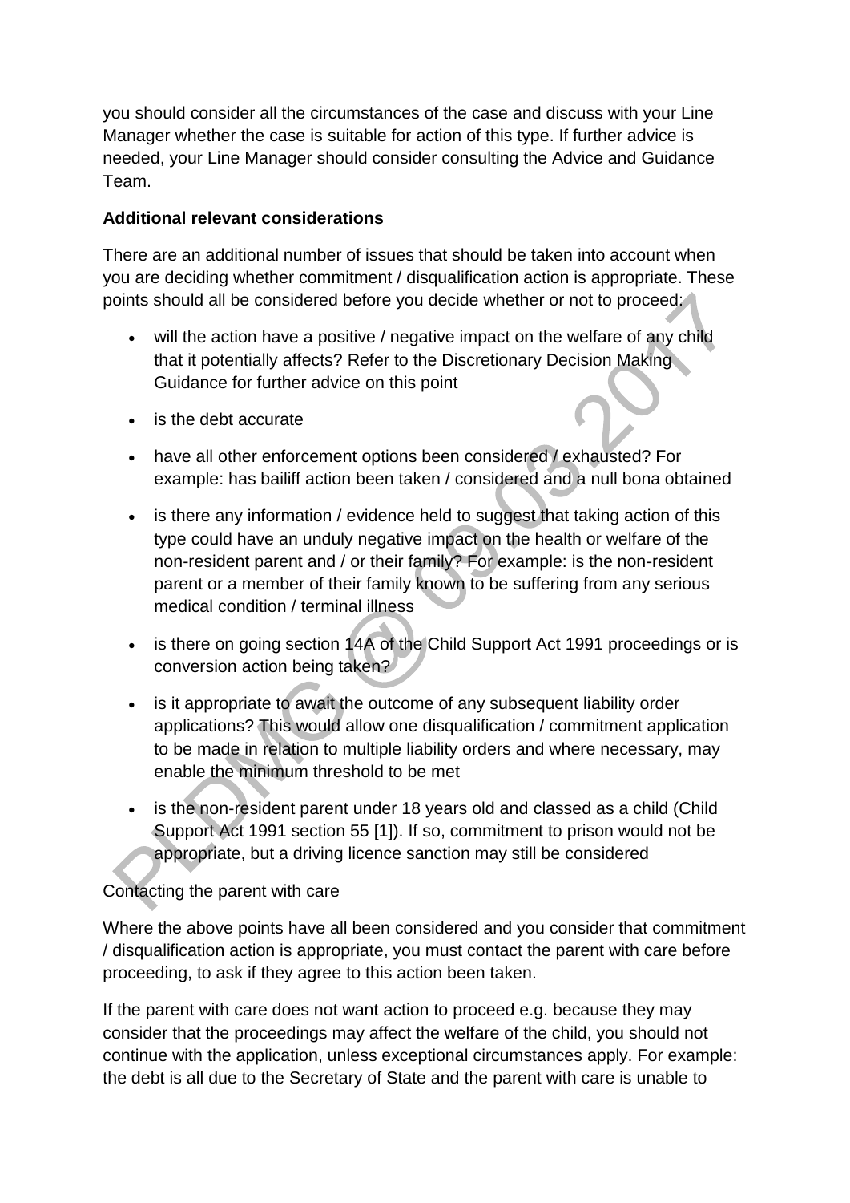you should consider all the circumstances of the case and discuss with your Line Manager whether the case is suitable for action of this type. If further advice is needed, your Line Manager should consider consulting the Advice and Guidance Team.

**Additional relevant considerations**

There are an additional number of issues that should be taken into account when you are deciding whether commitment / disqualification action is appropriate. These points should all be considered before you decide whether or not to proceed:

- will the action have a positive / negative impact on the welfare of any child that it potentially affects? Refer to the Discretionary Decision Making Guidance for further advice on this point
- is the debt accurate
- have all other enforcement options been considered / exhausted? For example: has bailiff action been taken / considered and a null bona obtained
- is there any information / evidence held to suggest that taking action of this type could have an unduly negative impact on the health or welfare of the non-resident parent and / or their family? For example: is the non-resident parent or a member of their family known to be suffering from any serious medical condition / terminal illness
- is there on going section 14A of the Child Support Act 1991 proceedings or is conversion action being taken?
- is it appropriate to await the outcome of any subsequent liability order applications? This would allow one disqualification / commitment application to be made in relation to multiple liability orders and where necessary, may enable the minimum threshold to be met
- is the non-resident parent under 18 years old and classed as a child (Child Support Act 1991 section 55 [1]). If so, commitment to prison would not be appropriate, but a driving licence sanction may still be considered

Contacting the parent with care

Where the above points have all been considered and you consider that commitment / disqualification action is appropriate, you must contact the parent with care before proceeding, to ask if they agree to this action been taken.

If the parent with care does not want action to proceed e.g. because they may consider that the proceedings may affect the welfare of the child, you should not continue with the application, unless exceptional circumstances apply. For example: the debt is all due to the Secretary of State and the parent with care is unable to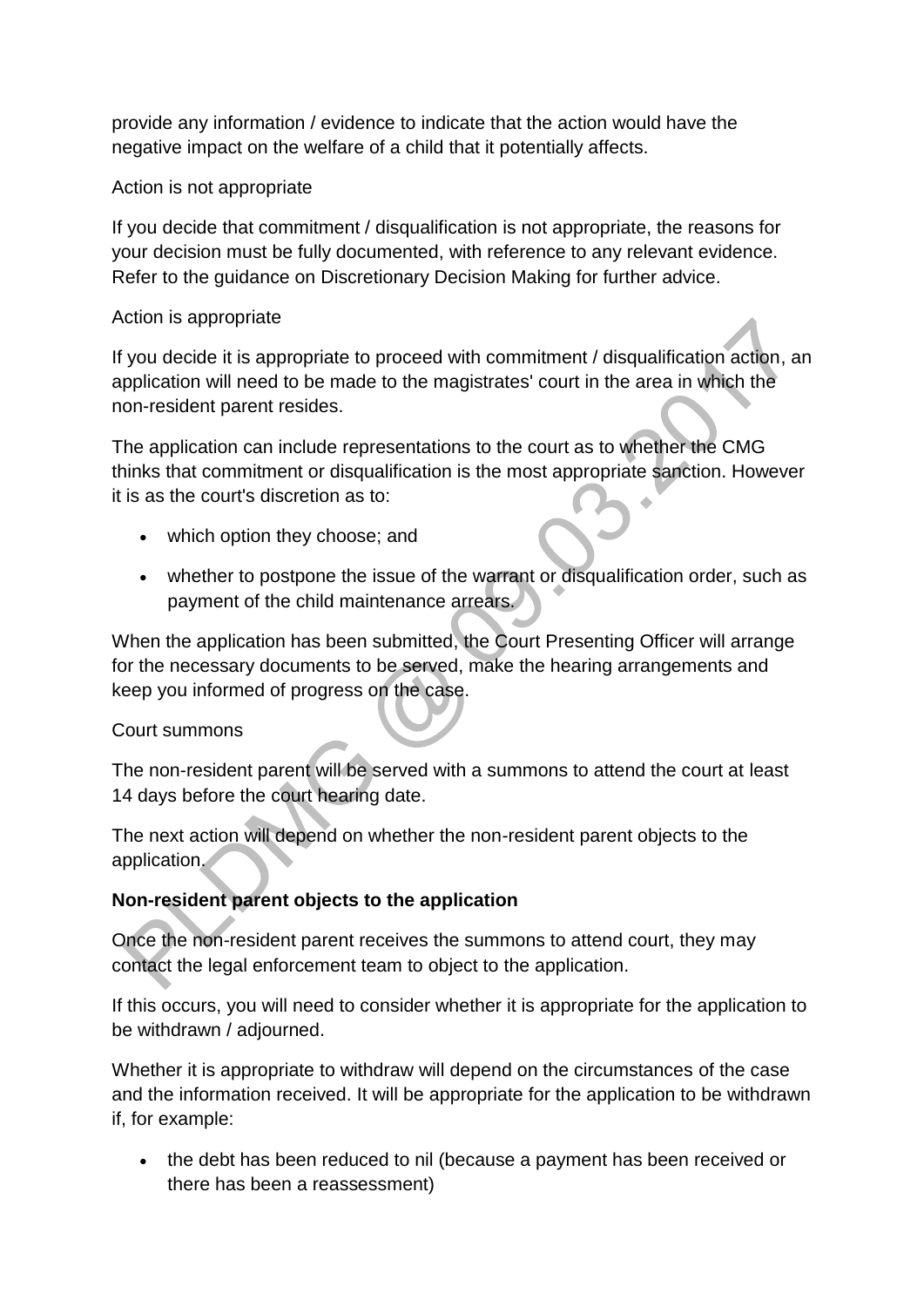provide any information / evidence to indicate that the action would have the negative impact on the welfare of a child that it potentially affects.

Action is not appropriate

If you decide that commitment / disqualification is not appropriate, the reasons for your decision must be fully documented, with reference to any relevant evidence. Refer to the guidance on Discretionary Decision Making for further advice.

Action is appropriate

If you decide it is appropriate to proceed with commitment / disqualification action, an application will need to be made to the magistrates' court in the area in which the non-resident parent resides.

The application can include representations to the court as to whether the CMG thinks that commitment or disqualification is the most appropriate sanction. However it is as the court's discretion as to:

- which option they choose; and
- whether to postpone the issue of the warrant or disqualification order, such as payment of the child maintenance arrears.

When the application has been submitted, the Court Presenting Officer will arrange for the necessary documents to be served, make the hearing arrangements and keep you informed of progress on the case.

Court summons

The non-resident parent will be served with a summons to attend the court at least 14 days before the court hearing date.

The next action will depend on whether the non-resident parent objects to the application.

**Non-resident parent objects to the application**

Once the non-resident parent receives the summons to attend court, they may contact the legal enforcement team to object to the application.

If this occurs, you will need to consider whether it is appropriate for the application to be withdrawn / adjourned.

Whether it is appropriate to withdraw will depend on the circumstances of the case and the information received. It will be appropriate for the application to be withdrawn if, for example:

- the debt has been reduced to nil (because a payment has been received or there has been a reassessment)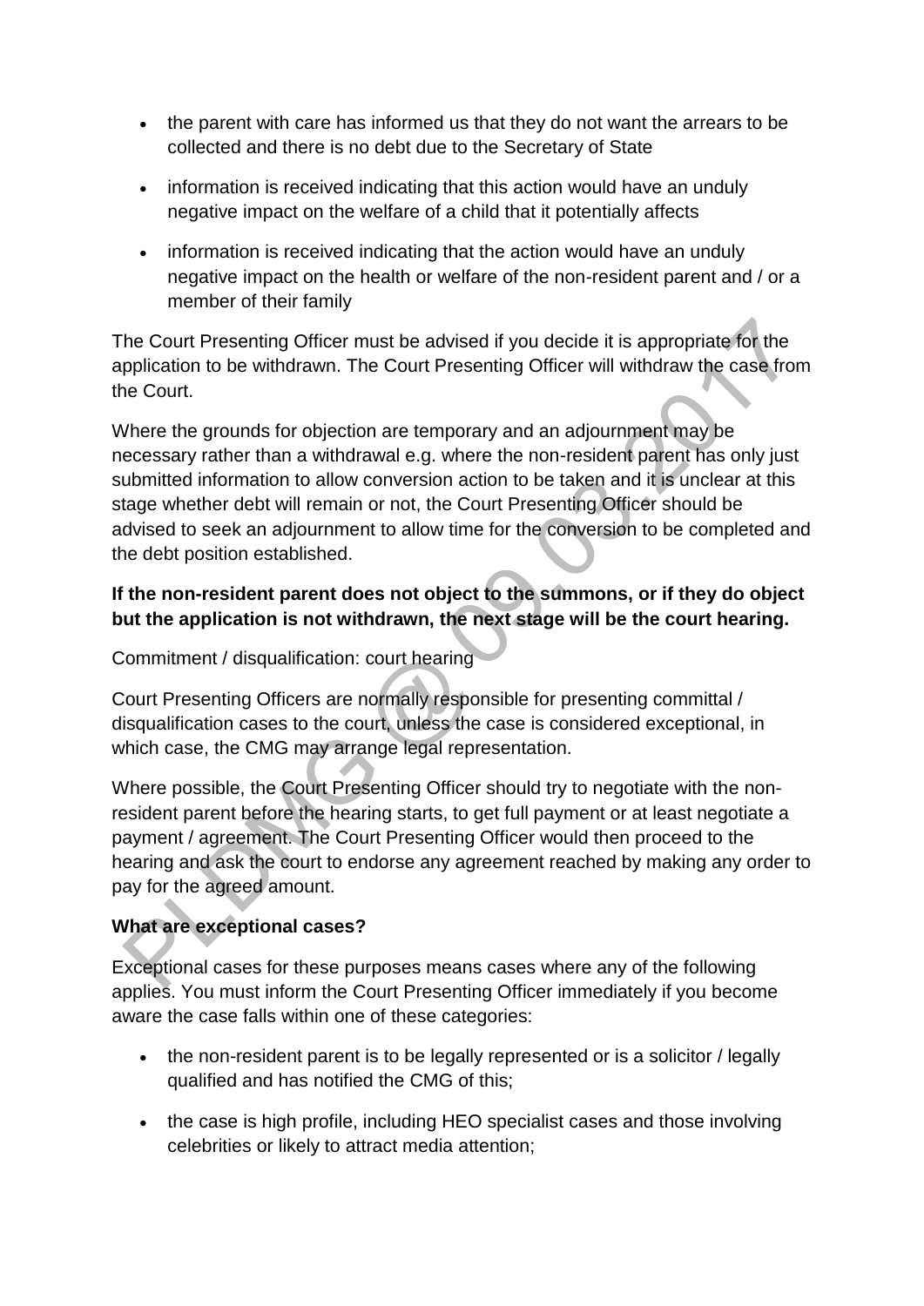- the parent with care has informed us that they do not want the arrears to be collected and there is no debt due to the Secretary of State
- information is received indicating that this action would have an unduly negative impact on the welfare of a child that it potentially affects
- information is received indicating that the action would have an unduly negative impact on the health or welfare of the non-resident parent and / or a member of their family

The Court Presenting Officer must be advised if you decide it is appropriate for the application to be withdrawn. The Court Presenting Officer will withdraw the case from the Court.

Where the grounds for objection are temporary and an adjournment may be necessary rather than a withdrawal e.g. where the non-resident parent has only just submitted information to allow conversion action to be taken and it is unclear at this stage whether debt will remain or not, the Court Presenting Officer should be advised to seek an adjournment to allow time for the conversion to be completed and the debt position established.

**If the non-resident parent does not object to the summons, or if they do object but the application is not withdrawn, the next stage will be the court hearing.**

Commitment / disqualification: court hearing

Court Presenting Officers are normally responsible for presenting committal / disqualification cases to the court, unless the case is considered exceptional, in which case, the CMG may arrange legal representation.

Where possible, the Court Presenting Officer should try to negotiate with the non-resident parent before the hearing starts, to get full payment or at least negotiate a payment / agreement. The Court Presenting Officer would then proceed to the hearing and ask the court to endorse any agreement reached by making any order to pay for the agreed amount.

**What are exceptional cases?**

Exceptional cases for these purposes means cases where any of the following applies. You must inform the Court Presenting Officer immediately if you become aware the case falls within one of these categories:

- the non-resident parent is to be legally represented or is a solicitor / legally qualified and has notified the CMG of this;
- the case is high profile, including HEO specialist cases and those involving celebrities or likely to attract media attention;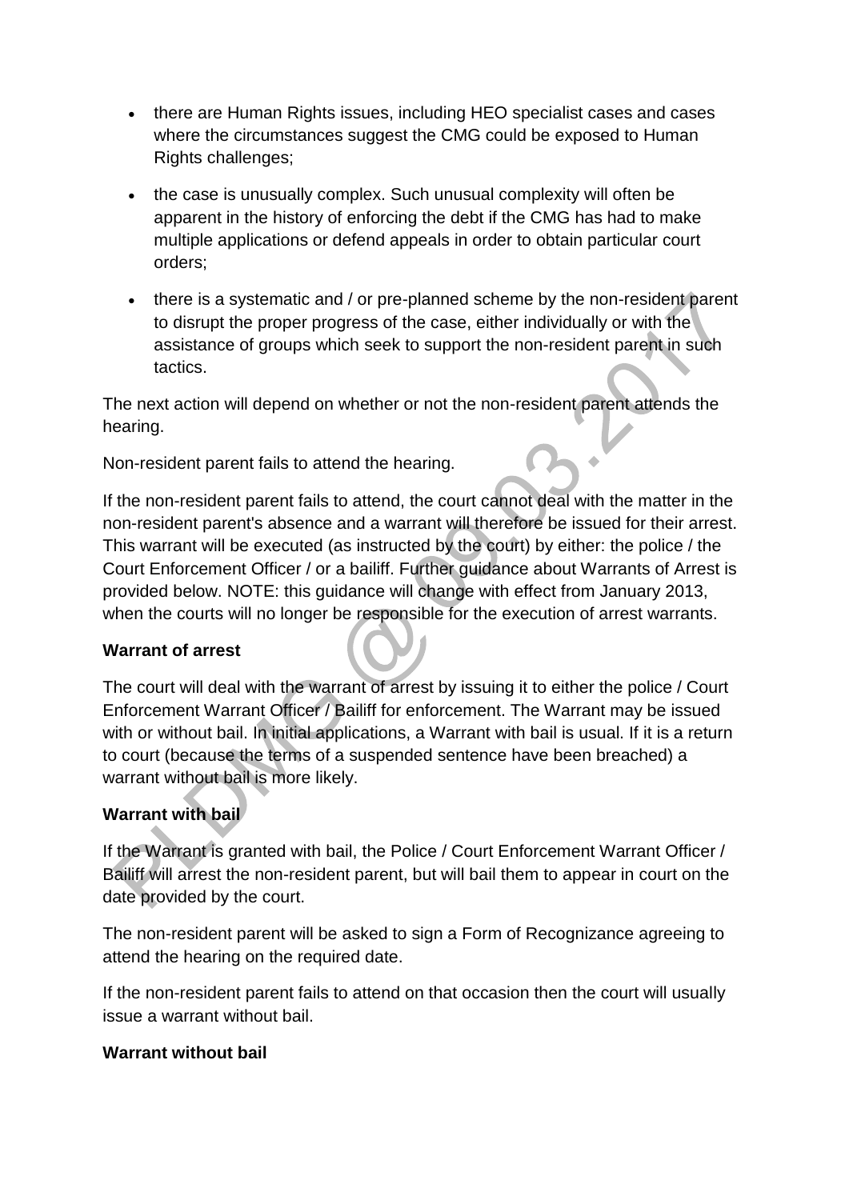- there are Human Rights issues, including HEO specialist cases and cases where the circumstances suggest the CMG could be exposed to Human Rights challenges;
- the case is unusually complex. Such unusual complexity will often be apparent in the history of enforcing the debt if the CMG has had to make multiple applications or defend appeals in order to obtain particular court orders;
- there is a systematic and / or pre-planned scheme by the non-resident parent to disrupt the proper progress of the case, either individually or with the assistance of groups which seek to support the non-resident parent in such tactics.

The next action will depend on whether or not the non-resident parent attends the hearing.

Non-resident parent fails to attend the hearing.

If the non-resident parent fails to attend, the court cannot deal with the matter in the non-resident parent's absence and a warrant will therefore be issued for their arrest. This warrant will be executed (as instructed by the court) by either: the police / the Court Enforcement Officer / or a bailiff. Further guidance about Warrants of Arrest is provided below. NOTE: this guidance will change with effect from January 2013, when the courts will no longer be responsible for the execution of arrest warrants.

**Warrant of arrest**

The court will deal with the warrant of arrest by issuing it to either the police / Court Enforcement Warrant Officer / Bailiff for enforcement. The Warrant may be issued with or without bail. In initial applications, a Warrant with bail is usual. If it is a return to court (because the terms of a suspended sentence have been breached) a warrant without bail is more likely.

**Warrant with bail**

If the Warrant is granted with bail, the Police / Court Enforcement Warrant Officer / Bailiff will arrest the non-resident parent, but will bail them to appear in court on the date provided by the court.

The non-resident parent will be asked to sign a Form of Recognizance agreeing to attend the hearing on the required date.

If the non-resident parent fails to attend on that occasion then the court will usually issue a warrant without bail.

**Warrant without bail**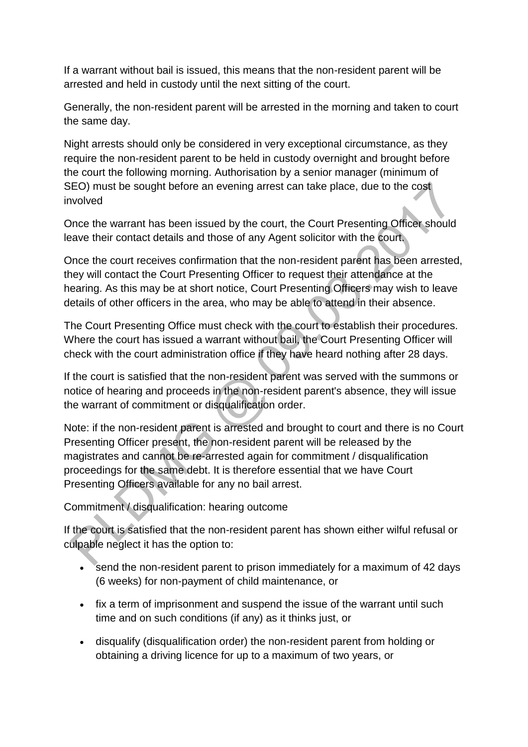If a warrant without bail is issued, this means that the non-resident parent will be arrested and held in custody until the next sitting of the court.

Generally, the non-resident parent will be arrested in the morning and taken to court the same day.

Night arrests should only be considered in very exceptional circumstance, as they require the non-resident parent to be held in custody overnight and brought before the court the following morning. Authorisation by a senior manager (minimum of SEO) must be sought before an evening arrest can take place, due to the cost involved

Once the warrant has been issued by the court, the Court Presenting Officer should leave their contact details and those of any Agent solicitor with the court.

Once the court receives confirmation that the non-resident parent has been arrested, they will contact the Court Presenting Officer to request their attendance at the hearing. As this may be at short notice, Court Presenting Officers may wish to leave details of other officers in the area, who may be able to attend in their absence.

The Court Presenting Office must check with the court to establish their procedures. Where the court has issued a warrant without bail, the Court Presenting Officer will check with the court administration office if they have heard nothing after 28 days.

If the court is satisfied that the non-resident parent was served with the summons or notice of hearing and proceeds in the non-resident parent's absence, they will issue the warrant of commitment or disqualification order.

Note: if the non-resident parent is arrested and brought to court and there is no Court Presenting Officer present, the non-resident parent will be released by the magistrates and cannot be re-arrested again for commitment / disqualification proceedings for the same debt. It is therefore essential that we have Court Presenting Officers available for any no bail arrest.

## Commitment / disqualification: hearing outcome

If the court is satisfied that the non-resident parent has shown either wilful refusal or culpable neglect it has the option to:

- send the non-resident parent to prison immediately for a maximum of 42 days (6 weeks) for non-payment of child maintenance, or
- fix a term of imprisonment and suspend the issue of the warrant until such time and on such conditions (if any) as it thinks just, or
- disqualify (disqualification order) the non-resident parent from holding or obtaining a driving licence for up to a maximum of two years, or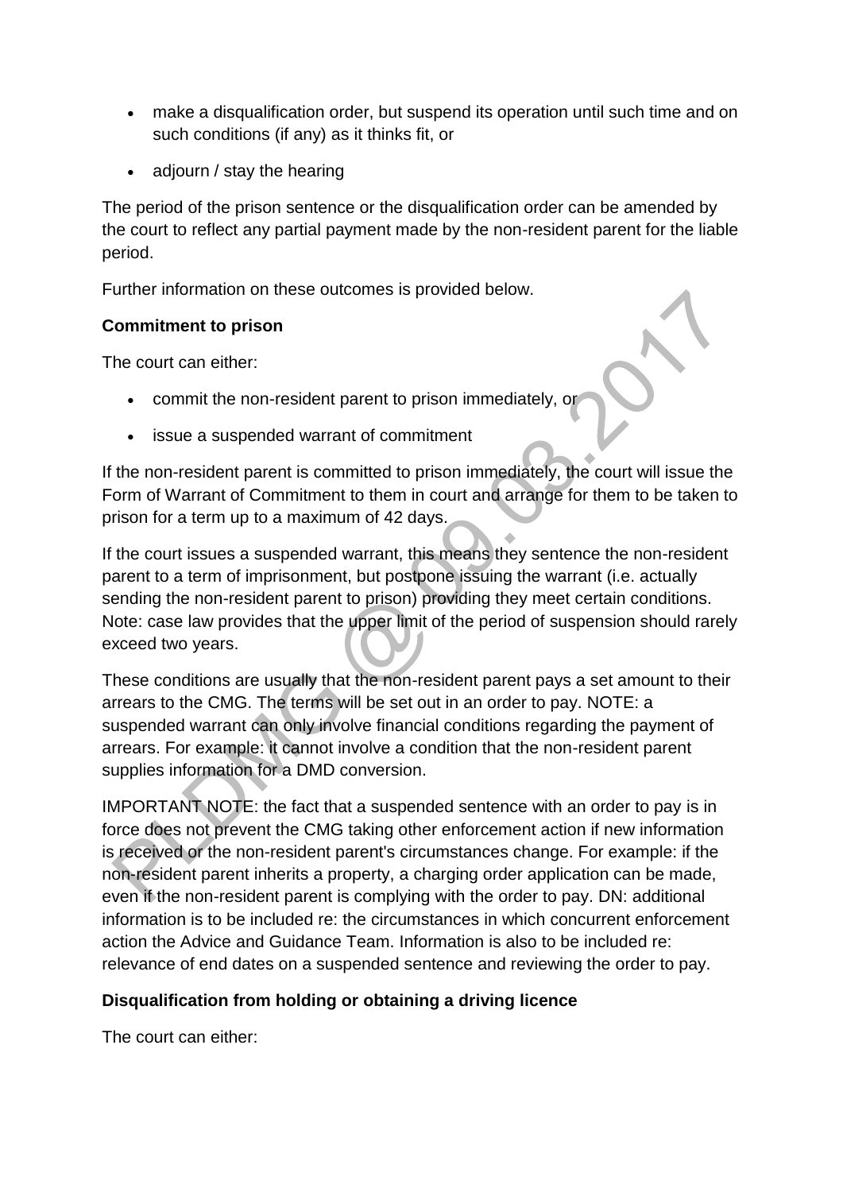- make a disqualification order, but suspend its operation until such time and on such conditions (if any) as it thinks fit, or
- adjourn / stay the hearing

The period of the prison sentence or the disqualification order can be amended by the court to reflect any partial payment made by the non-resident parent for the liable period.

Further information on these outcomes is provided below.

**Commitment to prison**

The court can either:

- commit the non-resident parent to prison immediately, or
- issue a suspended warrant of commitment

If the non-resident parent is committed to prison immediately, the court will issue the Form of Warrant of Commitment to them in court and arrange for them to be taken to prison for a term up to a maximum of 42 days.

If the court issues a suspended warrant, this means they sentence the non-resident parent to a term of imprisonment, but postpone issuing the warrant (i.e. actually sending the non-resident parent to prison) providing they meet certain conditions. Note: case law provides that the upper limit of the period of suspension should rarely exceed two years.

These conditions are usually that the non-resident parent pays a set amount to their arrears to the CMG. The terms will be set out in an order to pay. NOTE: a suspended warrant can only involve financial conditions regarding the payment of arrears. For example: it cannot involve a condition that the non-resident parent supplies information for a DMD conversion.

IMPORTANT NOTE: the fact that a suspended sentence with an order to pay is in force does not prevent the CMG taking other enforcement action if new information is received or the non-resident parent's circumstances change. For example: if the non-resident parent inherits a property, a charging order application can be made, even if the non-resident parent is complying with the order to pay. DN: additional information is to be included re: the circumstances in which concurrent enforcement action the Advice and Guidance Team. Information is also to be included re: relevance of end dates on a suspended sentence and reviewing the order to pay.

**Disqualification from holding or obtaining a driving licence**

The court can either: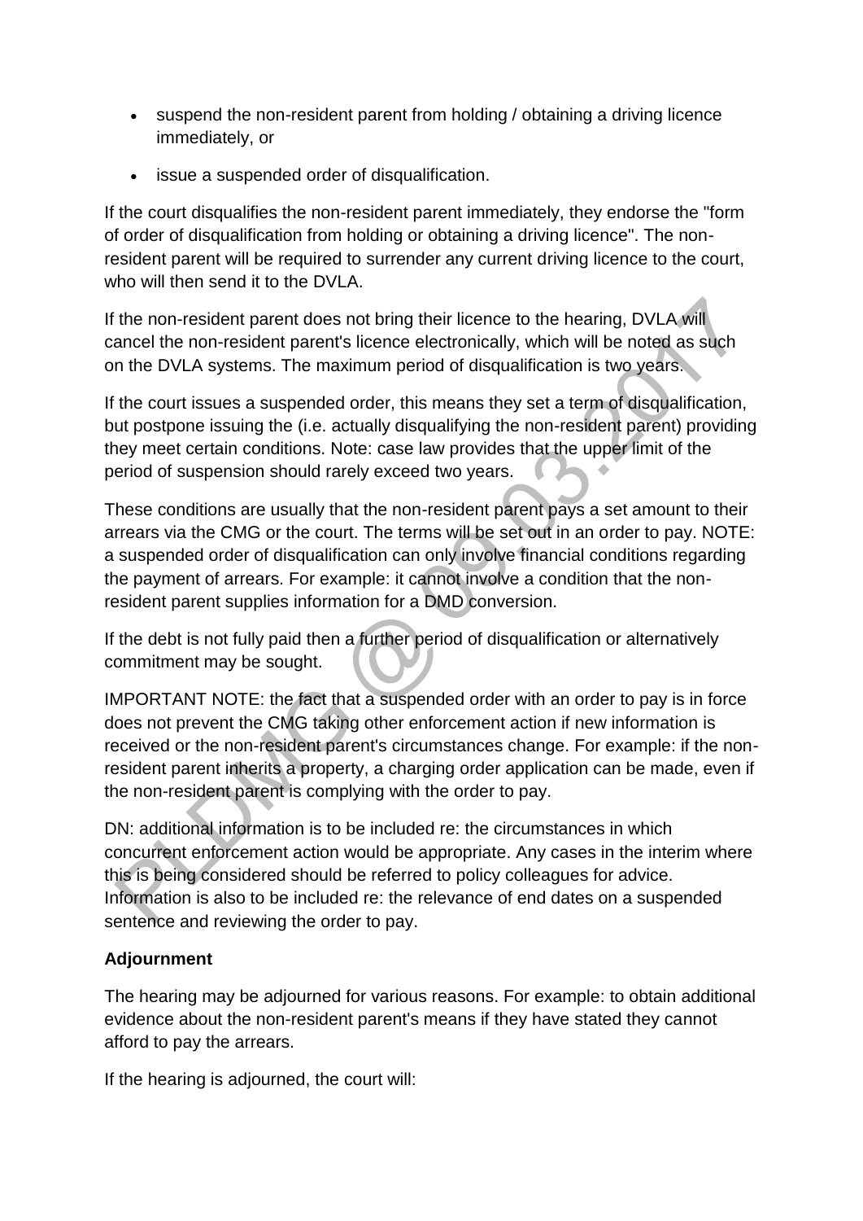- suspend the non-resident parent from holding / obtaining a driving licence immediately, or
- issue a suspended order of disqualification.

If the court disqualifies the non-resident parent immediately, they endorse the "form of order of disqualification from holding or obtaining a driving licence". The non-resident parent will be required to surrender any current driving licence to the court, who will then send it to the DVLA.

If the non-resident parent does not bring their licence to the hearing, DVLA will cancel the non-resident parent's licence electronically, which will be noted as such on the DVLA systems. The maximum period of disqualification is two years.

If the court issues a suspended order, this means they set a term of disqualification, but postpone issuing the (i.e. actually disqualifying the non-resident parent) providing they meet certain conditions. Note: case law provides that the upper limit of the period of suspension should rarely exceed two years.

These conditions are usually that the non-resident parent pays a set amount to their arrears via the CMG or the court. The terms will be set out in an order to pay. NOTE: a suspended order of disqualification can only involve financial conditions regarding the payment of arrears. For example: it cannot involve a condition that the non-resident parent supplies information for a DMD conversion.

If the debt is not fully paid then a further period of disqualification or alternatively commitment may be sought.

IMPORTANT NOTE: the fact that a suspended order with an order to pay is in force does not prevent the CMG taking other enforcement action if new information is received or the non-resident parent's circumstances change. For example: if the non-resident parent inherits a property, a charging order application can be made, even if the non-resident parent is complying with the order to pay.

DN: additional information is to be included re: the circumstances in which concurrent enforcement action would be appropriate. Any cases in the interim where this is being considered should be referred to policy colleagues for advice. Information is also to be included re: the relevance of end dates on a suspended sentence and reviewing the order to pay.

**Adjournment**

The hearing may be adjourned for various reasons. For example: to obtain additional evidence about the non-resident parent's means if they have stated they cannot afford to pay the arrears.

If the hearing is adjourned, the court will: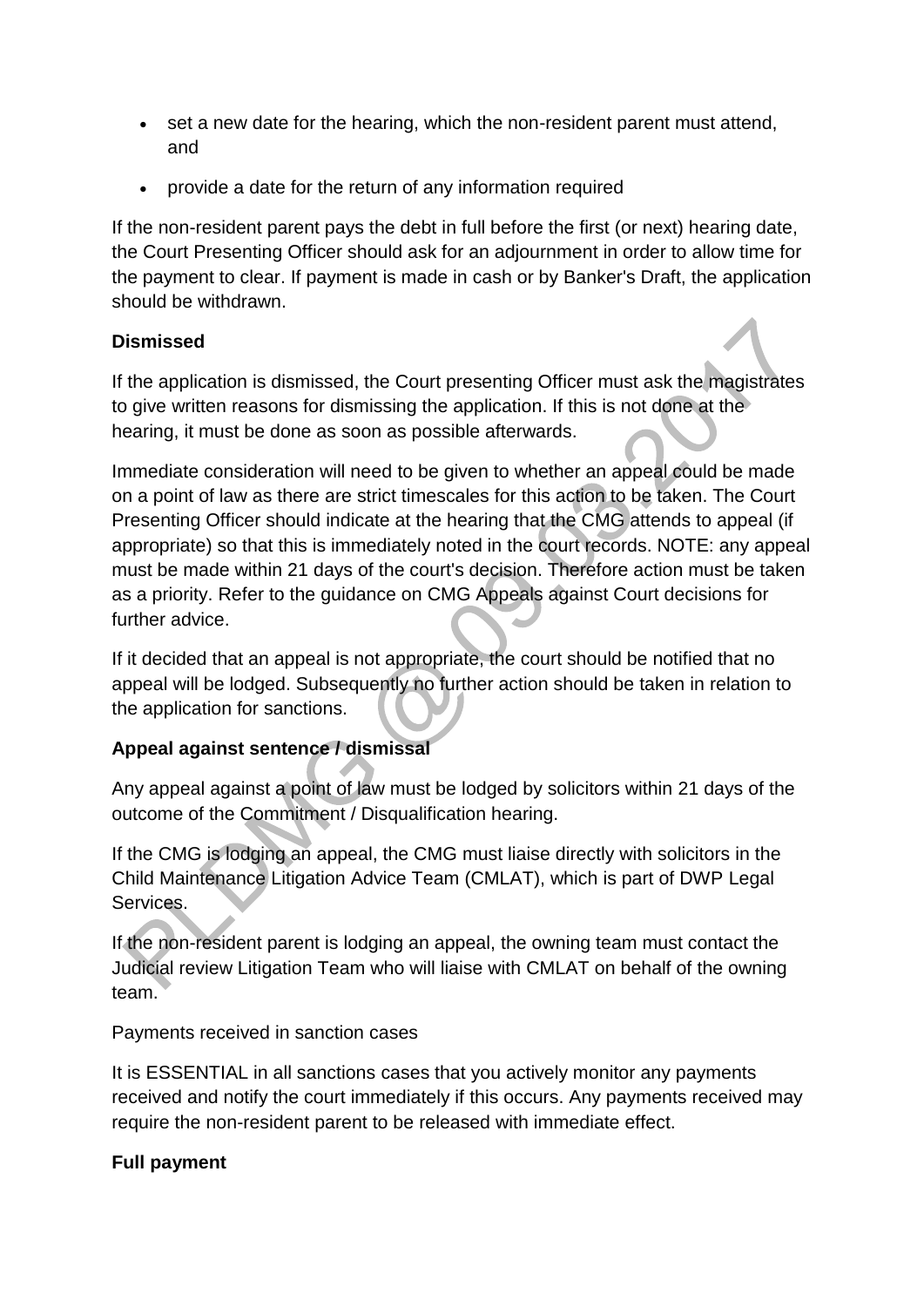- set a new date for the hearing, which the non-resident parent must attend, and
- provide a date for the return of any information required

If the non-resident parent pays the debt in full before the first (or next) hearing date, the Court Presenting Officer should ask for an adjournment in order to allow time for the payment to clear. If payment is made in cash or by Banker's Draft, the application should be withdrawn.

**Dismissed**

If the application is dismissed, the Court presenting Officer must ask the magistrates to give written reasons for dismissing the application. If this is not done at the hearing, it must be done as soon as possible afterwards.

Immediate consideration will need to be given to whether an appeal could be made on a point of law as there are strict timescales for this action to be taken. The Court Presenting Officer should indicate at the hearing that the CMG attends to appeal (if appropriate) so that this is immediately noted in the court records. NOTE: any appeal must be made within 21 days of the court's decision. Therefore action must be taken as a priority. Refer to the guidance on CMG Appeals against Court decisions for further advice.

If it decided that an appeal is not appropriate, the court should be notified that no appeal will be lodged. Subsequently no further action should be taken in relation to the application for sanctions.

**Appeal against sentence / dismissal**

Any appeal against a point of law must be lodged by solicitors within 21 days of the outcome of the Commitment / Disqualification hearing.

If the CMG is lodging an appeal, the CMG must liaise directly with solicitors in the Child Maintenance Litigation Advice Team (CMLAT), which is part of DWP Legal Services.

If the non-resident parent is lodging an appeal, the owning team must contact the Judicial review Litigation Team who will liaise with CMLAT on behalf of the owning team.

Payments received in sanction cases

It is ESSENTIAL in all sanctions cases that you actively monitor any payments received and notify the court immediately if this occurs. Any payments received may require the non-resident parent to be released with immediate effect.

**Full payment**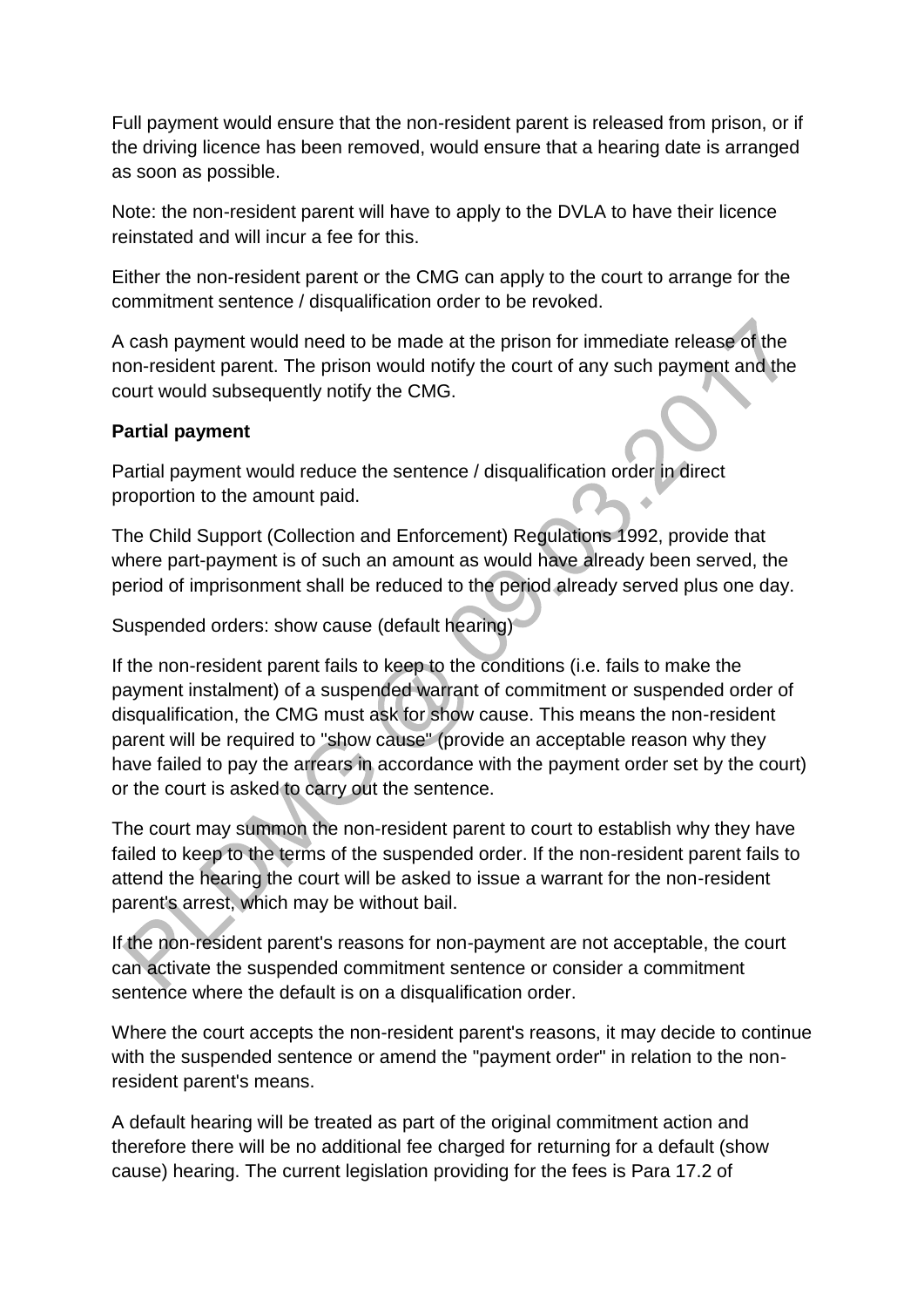Full payment would ensure that the non-resident parent is released from prison, or if the driving licence has been removed, would ensure that a hearing date is arranged as soon as possible.

Note: the non-resident parent will have to apply to the DVLA to have their licence reinstated and will incur a fee for this.

Either the non-resident parent or the CMG can apply to the court to arrange for the commitment sentence / disqualification order to be revoked.

A cash payment would need to be made at the prison for immediate release of the non-resident parent. The prison would notify the court of any such payment and the court would subsequently notify the CMG.

**Partial payment**

Partial payment would reduce the sentence / disqualification order in direct proportion to the amount paid.

The Child Support (Collection and Enforcement) Regulations 1992, provide that where part-payment is of such an amount as would have already been served, the period of imprisonment shall be reduced to the period already served plus one day.

Suspended orders: show cause (default hearing)

If the non-resident parent fails to keep to the conditions (i.e. fails to make the payment instalment) of a suspended warrant of commitment or suspended order of disqualification, the CMG must ask for show cause. This means the non-resident parent will be required to "show cause" (provide an acceptable reason why they have failed to pay the arrears in accordance with the payment order set by the court) or the court is asked to carry out the sentence.

The court may summon the non-resident parent to court to establish why they have failed to keep to the terms of the suspended order. If the non-resident parent fails to attend the hearing the court will be asked to issue a warrant for the non-resident parent's arrest, which may be without bail.

If the non-resident parent's reasons for non-payment are not acceptable, the court can activate the suspended commitment sentence or consider a commitment sentence where the default is on a disqualification order.

Where the court accepts the non-resident parent's reasons, it may decide to continue with the suspended sentence or amend the "payment order" in relation to the non-resident parent's means.

A default hearing will be treated as part of the original commitment action and therefore there will be no additional fee charged for returning for a default (show cause) hearing. The current legislation providing for the fees is Para 17.2 of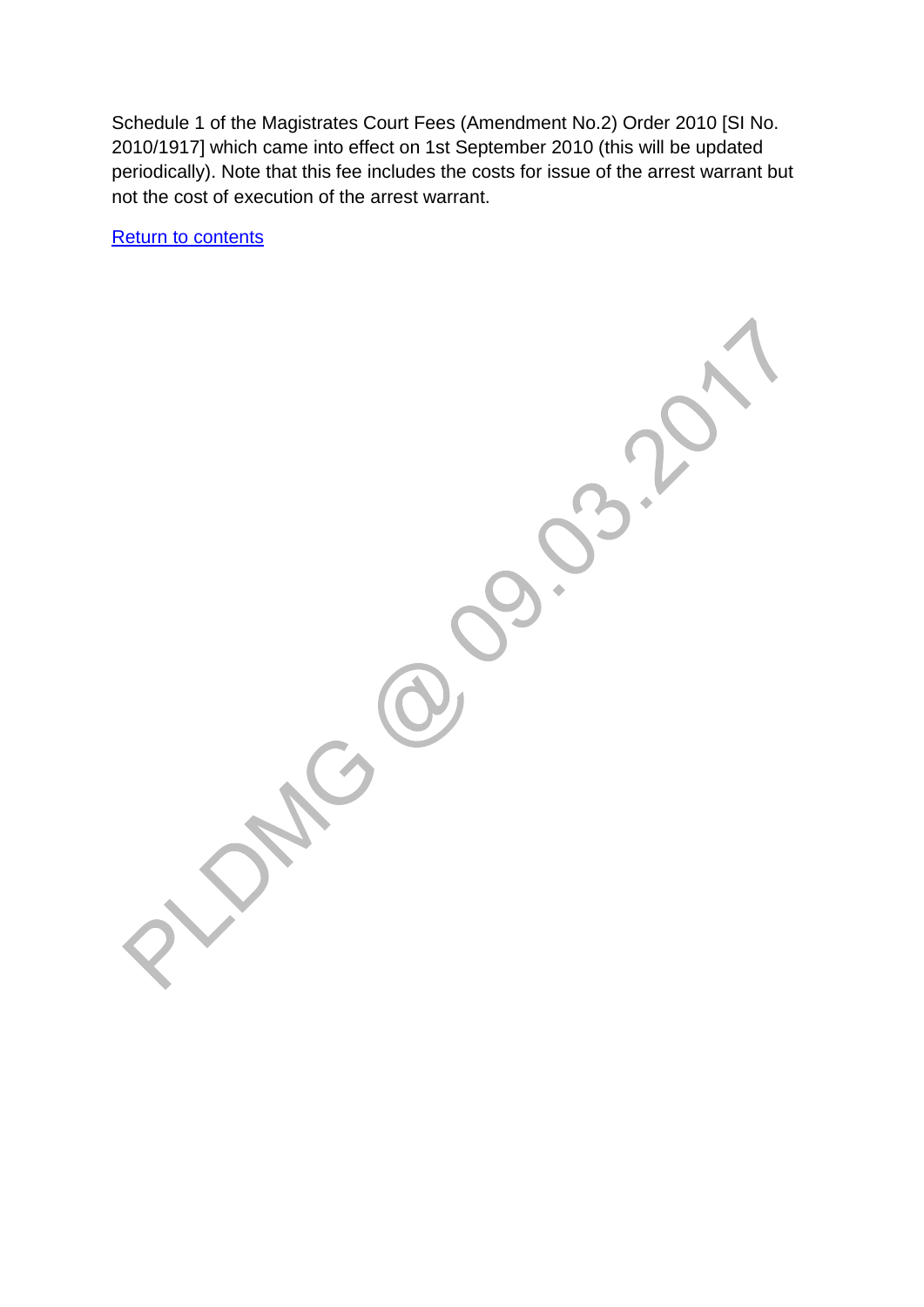Schedule 1 of the Magistrates Court Fees (Amendment No.2) Order 2010 [SI No. 2010/1917] which came into effect on 1st September 2010 (this will be updated periodically). Note that this fee includes the costs for issue of the arrest warrant but not the cost of execution of the arrest warrant.

Return to contents